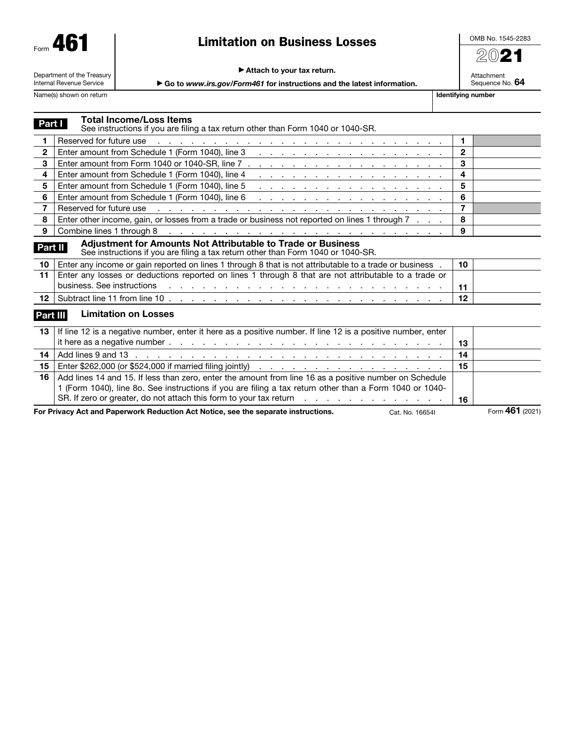Form **461**

Department of the Treasury
Internal Revenue Service

# Limitation on Business Losses

▶ Attach to your tax return.

▶ Go to *www.irs.gov/Form461* for instructions and the latest information.

OMB No. 1545-2283

**2021**

Attachment Sequence No. **64**

Name(s) shown on return | **Identifying number**

## Part I — Total Income/Loss Items

See instructions if you are filing a tax return other than Form 1040 or 1040-SR.

| | | | |
|---|---|---|---|
| 1 | Reserved for future use | 1 | |
| 2 | Enter amount from Schedule 1 (Form 1040), line 3 | 2 | |
| 3 | Enter amount from Form 1040 or 1040-SR, line 7 | 3 | |
| 4 | Enter amount from Schedule 1 (Form 1040), line 4 | 4 | |
| 5 | Enter amount from Schedule 1 (Form 1040), line 5 | 5 | |
| 6 | Enter amount from Schedule 1 (Form 1040), line 6 | 6 | |
| 7 | Reserved for future use | 7 | |
| 8 | Enter other income, gain, or losses from a trade or business not reported on lines 1 through 7 | 8 | |
| 9 | Combine lines 1 through 8 | 9 | |

## Part II — Adjustment for Amounts Not Attributable to Trade or Business

See instructions if you are filing a tax return other than Form 1040 or 1040-SR.

| | | | |
|---|---|---|---|
| 10 | Enter any income or gain reported on lines 1 through 8 that is not attributable to a trade or business | 10 | |
| 11 | Enter any losses or deductions reported on lines 1 through 8 that are not attributable to a trade or business. See instructions | 11 | |
| 12 | Subtract line 11 from line 10 | 12 | |

## Part III — Limitation on Losses

| | | | |
|---|---|---|---|
| 13 | If line 12 is a negative number, enter it here as a positive number. If line 12 is a positive number, enter it here as a negative number | 13 | |
| 14 | Add lines 9 and 13 | 14 | |
| 15 | Enter $262,000 (or $524,000 if married filing jointly) | 15 | |
| 16 | Add lines 14 and 15. If less than zero, enter the amount from line 16 as a positive number on Schedule 1 (Form 1040), line 8o. See instructions if you are filing a tax return other than a Form 1040 or 1040-SR. If zero or greater, do not attach this form to your tax return | 16 | |

**For Privacy Act and Paperwork Reduction Act Notice, see the separate instructions.** Cat. No. 16654I Form **461** (2021)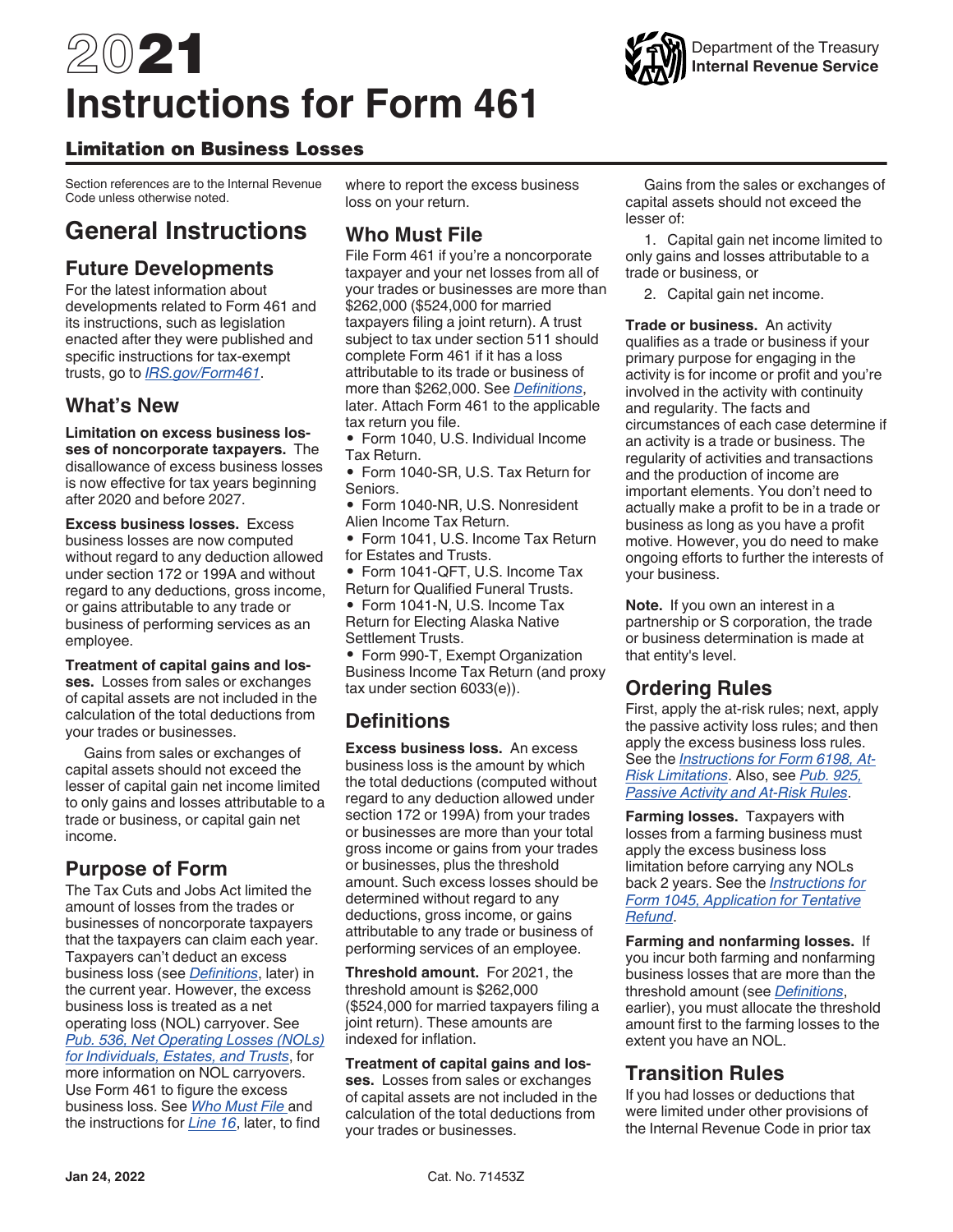# 2021 Instructions for Form 461

## Limitation on Business Losses

Section references are to the Internal Revenue Code unless otherwise noted.

# General Instructions

## Future Developments

For the latest information about developments related to Form 461 and its instructions, such as legislation enacted after they were published and specific instructions for tax-exempt trusts, go to *IRS.gov/Form461*.

## What's New

**Limitation on excess business losses of noncorporate taxpayers.** The disallowance of excess business losses is now effective for tax years beginning after 2020 and before 2027.

**Excess business losses.** Excess business losses are now computed without regard to any deduction allowed under section 172 or 199A and without regard to any deductions, gross income, or gains attributable to any trade or business of performing services as an employee.

**Treatment of capital gains and losses.** Losses from sales or exchanges of capital assets are not included in the calculation of the total deductions from your trades or businesses.

Gains from sales or exchanges of capital assets should not exceed the lesser of capital gain net income limited to only gains and losses attributable to a trade or business, or capital gain net income.

## Purpose of Form

The Tax Cuts and Jobs Act limited the amount of losses from the trades or businesses of noncorporate taxpayers that the taxpayers can claim each year. Taxpayers can't deduct an excess business loss (see *Definitions*, later) in the current year. However, the excess business loss is treated as a net operating loss (NOL) carryover. See *Pub. 536, Net Operating Losses (NOLs) for Individuals, Estates, and Trusts*, for more information on NOL carryovers. Use Form 461 to figure the excess business loss. See *Who Must File* and the instructions for *Line 16*, later, to find where to report the excess business loss on your return.

## Who Must File

File Form 461 if you're a noncorporate taxpayer and your net losses from all of your trades or businesses are more than $262,000 ($524,000 for married taxpayers filing a joint return). A trust subject to tax under section 511 should complete Form 461 if it has a loss attributable to its trade or business of more than $262,000. See *Definitions*, later. Attach Form 461 to the applicable tax return you file.

- Form 1040, U.S. Individual Income Tax Return.
- Form 1040-SR, U.S. Tax Return for Seniors.
- Form 1040-NR, U.S. Nonresident Alien Income Tax Return.
- Form 1041, U.S. Income Tax Return for Estates and Trusts.
- Form 1041-QFT, U.S. Income Tax Return for Qualified Funeral Trusts.
- Form 1041-N, U.S. Income Tax Return for Electing Alaska Native Settlement Trusts.
- Form 990-T, Exempt Organization Business Income Tax Return (and proxy tax under section 6033(e)).

## Definitions

**Excess business loss.** An excess business loss is the amount by which the total deductions (computed without regard to any deduction allowed under section 172 or 199A) from your trades or businesses are more than your total gross income or gains from your trades or businesses, plus the threshold amount. Such excess losses should be determined without regard to any deductions, gross income, or gains attributable to any trade or business of performing services of an employee.

**Threshold amount.** For 2021, the threshold amount is $262,000 ($524,000 for married taxpayers filing a joint return). These amounts are indexed for inflation.

**Treatment of capital gains and losses.** Losses from sales or exchanges of capital assets are not included in the calculation of the total deductions from your trades or businesses.

Gains from the sales or exchanges of capital assets should not exceed the lesser of:

1. Capital gain net income limited to only gains and losses attributable to a trade or business, or
2. Capital gain net income.

**Trade or business.** An activity qualifies as a trade or business if your primary purpose for engaging in the activity is for income or profit and you're involved in the activity with continuity and regularity. The facts and circumstances of each case determine if an activity is a trade or business. The regularity of activities and transactions and the production of income are important elements. You don't need to actually make a profit to be in a trade or business as long as you have a profit motive. However, you do need to make ongoing efforts to further the interests of your business.

**Note.** If you own an interest in a partnership or S corporation, the trade or business determination is made at that entity's level.

## Ordering Rules

First, apply the at-risk rules; next, apply the passive activity loss rules; and then apply the excess business loss rules. See the *Instructions for Form 6198, At-Risk Limitations*. Also, see *Pub. 925, Passive Activity and At-Risk Rules*.

**Farming losses.** Taxpayers with losses from a farming business must apply the excess business loss limitation before carrying any NOLs back 2 years. See the *Instructions for Form 1045, Application for Tentative Refund*.

**Farming and nonfarming losses.** If you incur both farming and nonfarming business losses that are more than the threshold amount (see *Definitions*, earlier), you must allocate the threshold amount first to the farming losses to the extent you have an NOL.

## Transition Rules

If you had losses or deductions that were limited under other provisions of the Internal Revenue Code in prior tax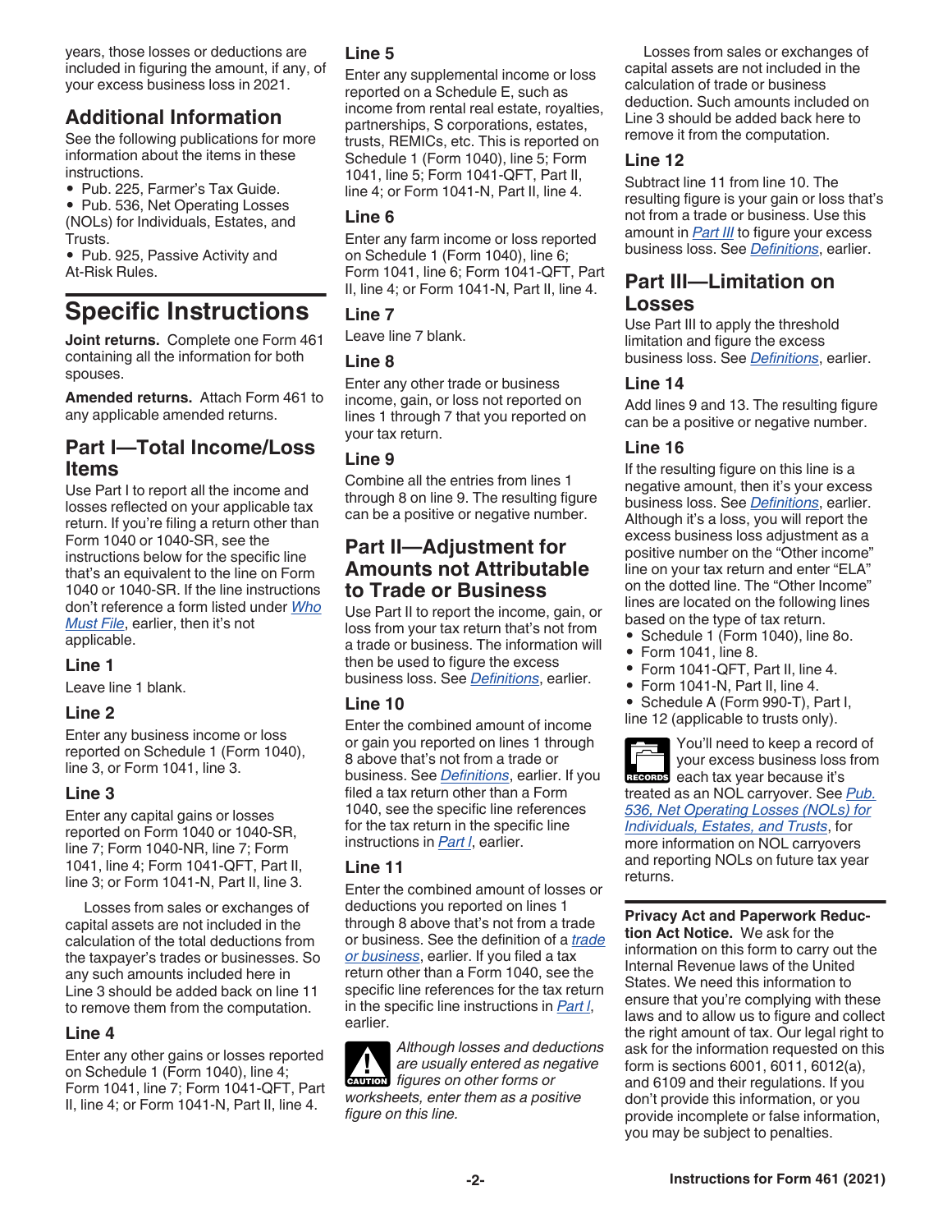years, those losses or deductions are included in figuring the amount, if any, of your excess business loss in 2021.

## Additional Information

See the following publications for more information about the items in these instructions.

- Pub. 225, Farmer's Tax Guide.
- Pub. 536, Net Operating Losses (NOLs) for Individuals, Estates, and Trusts.
- Pub. 925, Passive Activity and At-Risk Rules.

# Specific Instructions

**Joint returns.** Complete one Form 461 containing all the information for both spouses.

**Amended returns.** Attach Form 461 to any applicable amended returns.

## Part I—Total Income/Loss Items

Use Part I to report all the income and losses reflected on your applicable tax return. If you're filing a return other than Form 1040 or 1040-SR, see the instructions below for the specific line that's an equivalent to the line on Form 1040 or 1040-SR. If the line instructions don't reference a form listed under *Who Must File*, earlier, then it's not applicable.

### Line 1

Leave line 1 blank.

### Line 2

Enter any business income or loss reported on Schedule 1 (Form 1040), line 3, or Form 1041, line 3.

### Line 3

Enter any capital gains or losses reported on Form 1040 or 1040-SR, line 7; Form 1040-NR, line 7; Form 1041, line 4; Form 1041-QFT, Part II, line 3; or Form 1041-N, Part II, line 3.

Losses from sales or exchanges of capital assets are not included in the calculation of the total deductions from the taxpayer's trades or businesses. So any such amounts included here in Line 3 should be added back on line 11 to remove them from the computation.

### Line 4

Enter any other gains or losses reported on Schedule 1 (Form 1040), line 4; Form 1041, line 7; Form 1041-QFT, Part II, line 4; or Form 1041-N, Part II, line 4.

### Line 5

Enter any supplemental income or loss reported on a Schedule E, such as income from rental real estate, royalties, partnerships, S corporations, estates, trusts, REMICs, etc. This is reported on Schedule 1 (Form 1040), line 5; Form 1041, line 5; Form 1041-QFT, Part II, line 4; or Form 1041-N, Part II, line 4.

### Line 6

Enter any farm income or loss reported on Schedule 1 (Form 1040), line 6; Form 1041, line 6; Form 1041-QFT, Part II, line 4; or Form 1041-N, Part II, line 4.

### Line 7

Leave line 7 blank.

### Line 8

Enter any other trade or business income, gain, or loss not reported on lines 1 through 7 that you reported on your tax return.

### Line 9

Combine all the entries from lines 1 through 8 on line 9. The resulting figure can be a positive or negative number.

## Part II—Adjustment for Amounts not Attributable to Trade or Business

Use Part II to report the income, gain, or loss from your tax return that's not from a trade or business. The information will then be used to figure the excess business loss. See *Definitions*, earlier.

### Line 10

Enter the combined amount of income or gain you reported on lines 1 through 8 above that's not from a trade or business. See *Definitions*, earlier. If you filed a tax return other than a Form 1040, see the specific line references for the tax return in the specific line instructions in *Part I*, earlier.

### Line 11

Enter the combined amount of losses or deductions you reported on lines 1 through 8 above that's not from a trade or business. See the definition of a *trade or business*, earlier. If you filed a tax return other than a Form 1040, see the specific line references for the tax return in the specific line instructions in *Part I*, earlier.

**CAUTION** *Although losses and deductions are usually entered as negative figures on other forms or worksheets, enter them as a positive figure on this line.*

Losses from sales or exchanges of capital assets are not included in the calculation of trade or business deduction. Such amounts included on Line 3 should be added back here to remove it from the computation.

### Line 12

Subtract line 11 from line 10. The resulting figure is your gain or loss that's not from a trade or business. Use this amount in *Part III* to figure your excess business loss. See *Definitions*, earlier.

## Part III—Limitation on Losses

Use Part III to apply the threshold limitation and figure the excess business loss. See *Definitions*, earlier.

### Line 14

Add lines 9 and 13. The resulting figure can be a positive or negative number.

### Line 16

If the resulting figure on this line is a negative amount, then it's your excess business loss. See *Definitions*, earlier. Although it's a loss, you will report the excess business loss adjustment as a positive number on the "Other income" line on your tax return and enter "ELA" on the dotted line. The "Other Income" lines are located on the following lines based on the type of tax return.

- Schedule 1 (Form 1040), line 8o.
- Form 1041, line 8.
- Form 1041-QFT, Part II, line 4.
- Form 1041-N, Part II, line 4.
- Schedule A (Form 990-T), Part I, line 12 (applicable to trusts only).

**RECORDS** You'll need to keep a record of your excess business loss from each tax year because it's treated as an NOL carryover. See *Pub. 536, Net Operating Losses (NOLs) for Individuals, Estates, and Trusts*, for more information on NOL carryovers and reporting NOLs on future tax year returns.

**Privacy Act and Paperwork Reduction Act Notice.** We ask for the information on this form to carry out the Internal Revenue laws of the United States. We need this information to ensure that you're complying with these laws and to allow us to figure and collect the right amount of tax. Our legal right to ask for the information requested on this form is sections 6001, 6011, 6012(a), and 6109 and their regulations. If you don't provide this information, or you provide incomplete or false information, you may be subject to penalties.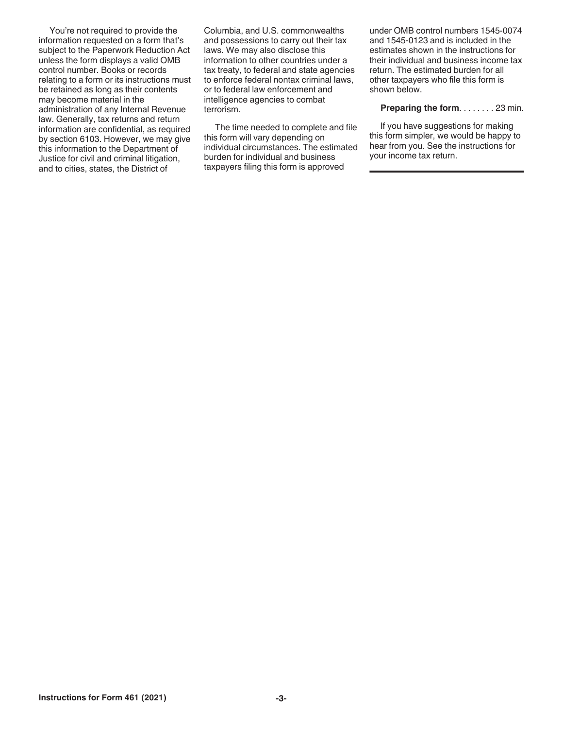You're not required to provide the information requested on a form that's subject to the Paperwork Reduction Act unless the form displays a valid OMB control number. Books or records relating to a form or its instructions must be retained as long as their contents may become material in the administration of any Internal Revenue law. Generally, tax returns and return information are confidential, as required by section 6103. However, we may give this information to the Department of Justice for civil and criminal litigation, and to cities, states, the District of Columbia, and U.S. commonwealths and possessions to carry out their tax laws. We may also disclose this information to other countries under a tax treaty, to federal and state agencies to enforce federal nontax criminal laws, or to federal law enforcement and intelligence agencies to combat terrorism.

The time needed to complete and file this form will vary depending on individual circumstances. The estimated burden for individual and business taxpayers filing this form is approved under OMB control numbers 1545-0074 and 1545-0123 and is included in the estimates shown in the instructions for their individual and business income tax return. The estimated burden for all other taxpayers who file this form is shown below.

**Preparing the form**. . . . . . . . 23 min.

If you have suggestions for making this form simpler, we would be happy to hear from you. See the instructions for your income tax return.